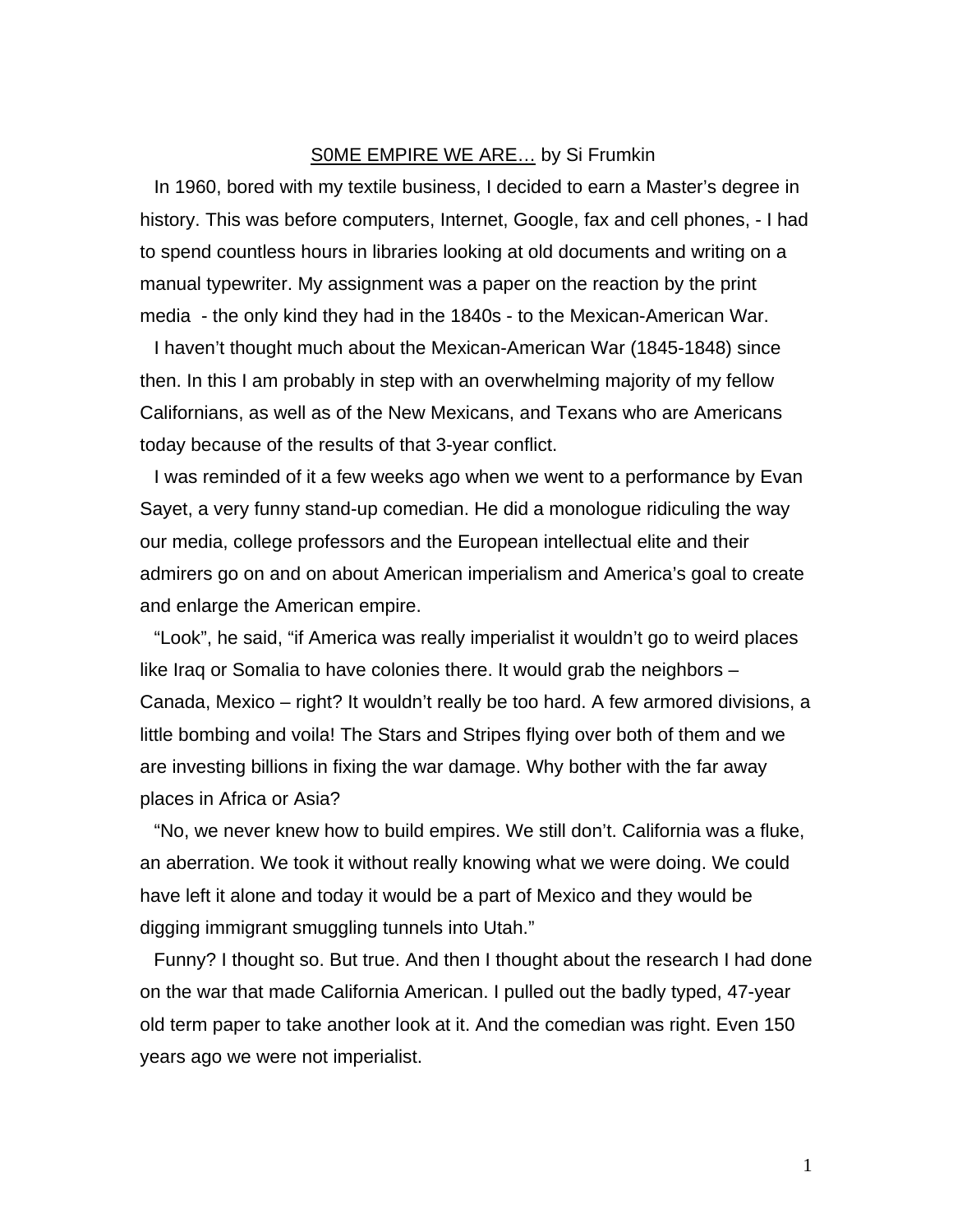<u>S0ME EMPIRE WE ARE…</u> by Si Frumkin

In 1960, bored with my textile business, I decided to earn a Master's degree in history. This was before computers, Internet, Google, fax and cell phones, - I had to spend countless hours in libraries looking at old documents and writing on a manual typewriter. My assignment was a paper on the reaction by the print media - the only kind they had in the 1840s - to the Mexican-American War.

I haven't thought much about the Mexican-American War (1845-1848) since then. In this I am probably in step with an overwhelming majority of my fellow Californians, as well as of the New Mexicans, and Texans who are Americans today because of the results of that 3-year conflict.

I was reminded of it a few weeks ago when we went to a performance by Evan Sayet, a very funny stand-up comedian. He did a monologue ridiculing the way our media, college professors and the European intellectual elite and their admirers go on and on about American imperialism and America's goal to create and enlarge the American empire.

"Look", he said, "if America was really imperialist it wouldn't go to weird places like Iraq or Somalia to have colonies there. It would grab the neighbors – Canada, Mexico – right? It wouldn't really be too hard. A few armored divisions, a little bombing and voila! The Stars and Stripes flying over both of them and we are investing billions in fixing the war damage. Why bother with the far away places in Africa or Asia?

"No, we never knew how to build empires. We still don't. California was a fluke, an aberration. We took it without really knowing what we were doing. We could have left it alone and today it would be a part of Mexico and they would be digging immigrant smuggling tunnels into Utah."

Funny? I thought so. But true. And then I thought about the research I had done on the war that made California American. I pulled out the badly typed, 47-year old term paper to take another look at it. And the comedian was right. Even 150 years ago we were not imperialist.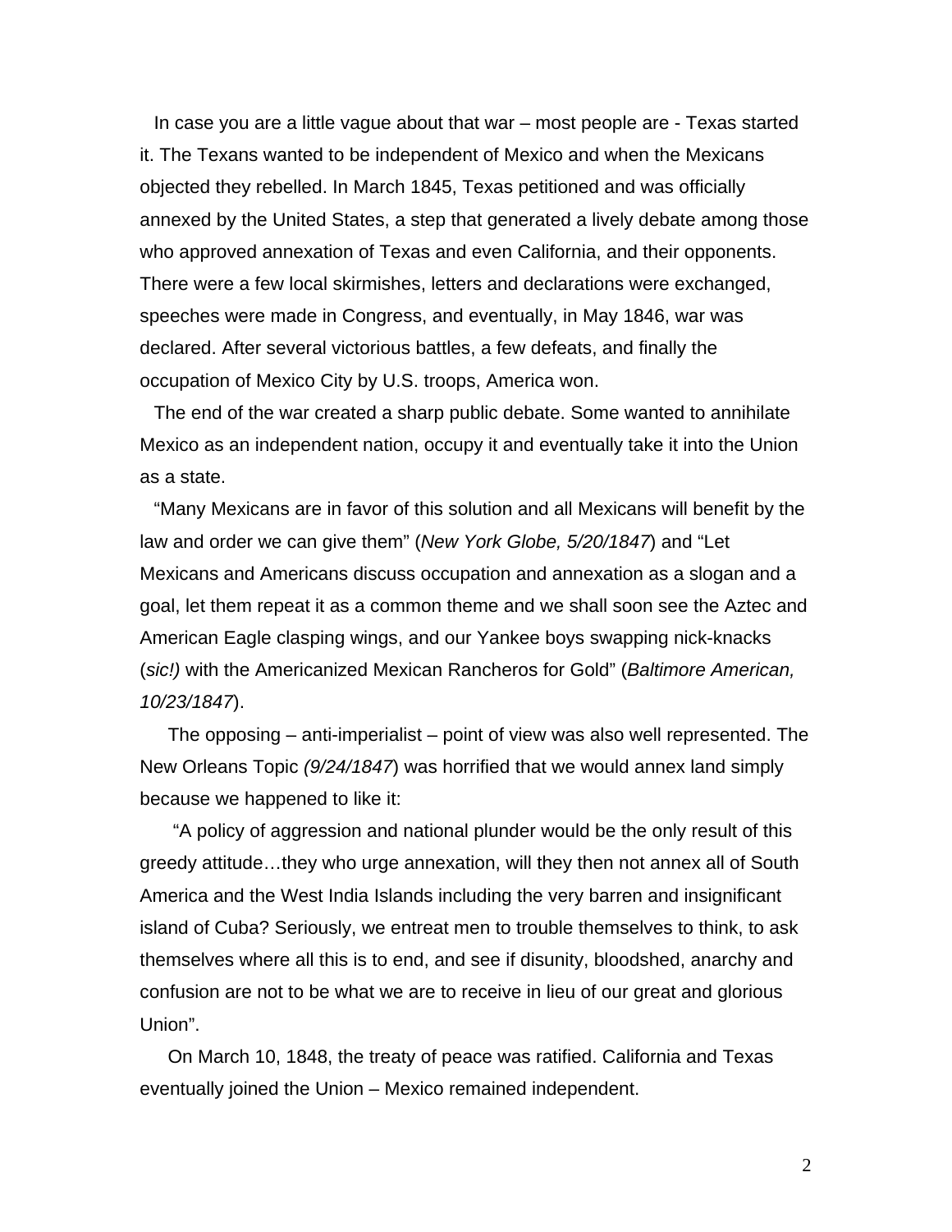In case you are a little vague about that war – most people are - Texas started it. The Texans wanted to be independent of Mexico and when the Mexicans objected they rebelled. In March 1845, Texas petitioned and was officially annexed by the United States, a step that generated a lively debate among those who approved annexation of Texas and even California, and their opponents. There were a few local skirmishes, letters and declarations were exchanged, speeches were made in Congress, and eventually, in May 1846, war was declared. After several victorious battles, a few defeats, and finally the occupation of Mexico City by U.S. troops, America won.

The end of the war created a sharp public debate. Some wanted to annihilate Mexico as an independent nation, occupy it and eventually take it into the Union as a state.

"Many Mexicans are in favor of this solution and all Mexicans will benefit by the law and order we can give them" (*New York Globe, 5/20/1847*) and "Let Mexicans and Americans discuss occupation and annexation as a slogan and a goal, let them repeat it as a common theme and we shall soon see the Aztec and American Eagle clasping wings, and our Yankee boys swapping nick-knacks (*sic!)* with the Americanized Mexican Rancheros for Gold" (*Baltimore American, 10/23/1847*).

The opposing – anti-imperialist – point of view was also well represented. The New Orleans Topic *(9/24/1847*) was horrified that we would annex land simply because we happened to like it:

"A policy of aggression and national plunder would be the only result of this greedy attitude…they who urge annexation, will they then not annex all of South America and the West India Islands including the very barren and insignificant island of Cuba? Seriously, we entreat men to trouble themselves to think, to ask themselves where all this is to end, and see if disunity, bloodshed, anarchy and confusion are not to be what we are to receive in lieu of our great and glorious Union".

On March 10, 1848, the treaty of peace was ratified. California and Texas eventually joined the Union – Mexico remained independent.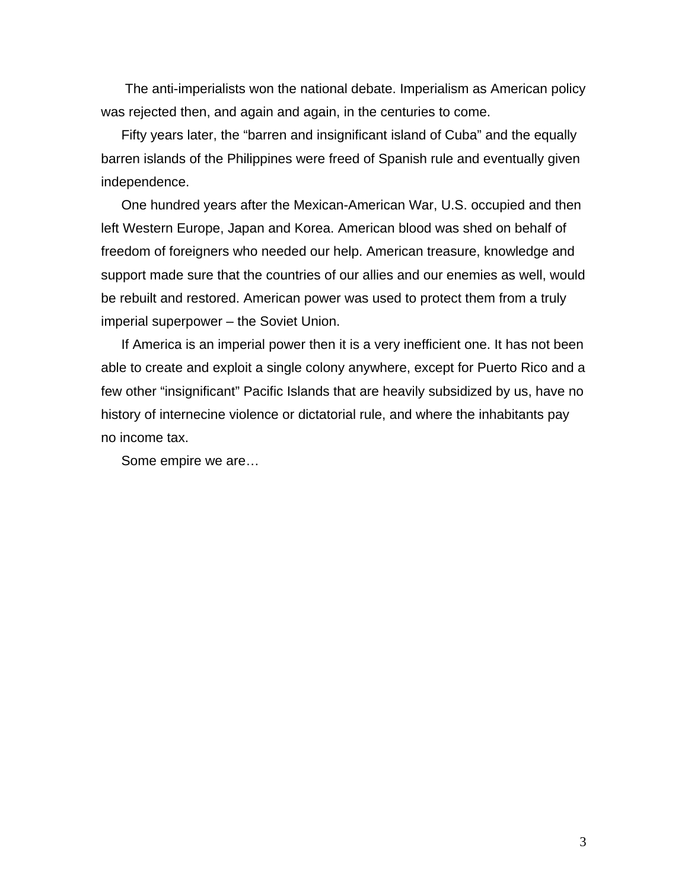The anti-imperialists won the national debate. Imperialism as American policy was rejected then, and again and again, in the centuries to come.

Fifty years later, the "barren and insignificant island of Cuba" and the equally barren islands of the Philippines were freed of Spanish rule and eventually given independence.

One hundred years after the Mexican-American War, U.S. occupied and then left Western Europe, Japan and Korea. American blood was shed on behalf of freedom of foreigners who needed our help. American treasure, knowledge and support made sure that the countries of our allies and our enemies as well, would be rebuilt and restored. American power was used to protect them from a truly imperial superpower – the Soviet Union.

If America is an imperial power then it is a very inefficient one. It has not been able to create and exploit a single colony anywhere, except for Puerto Rico and a few other "insignificant" Pacific Islands that are heavily subsidized by us, have no history of internecine violence or dictatorial rule, and where the inhabitants pay no income tax.

Some empire we are…